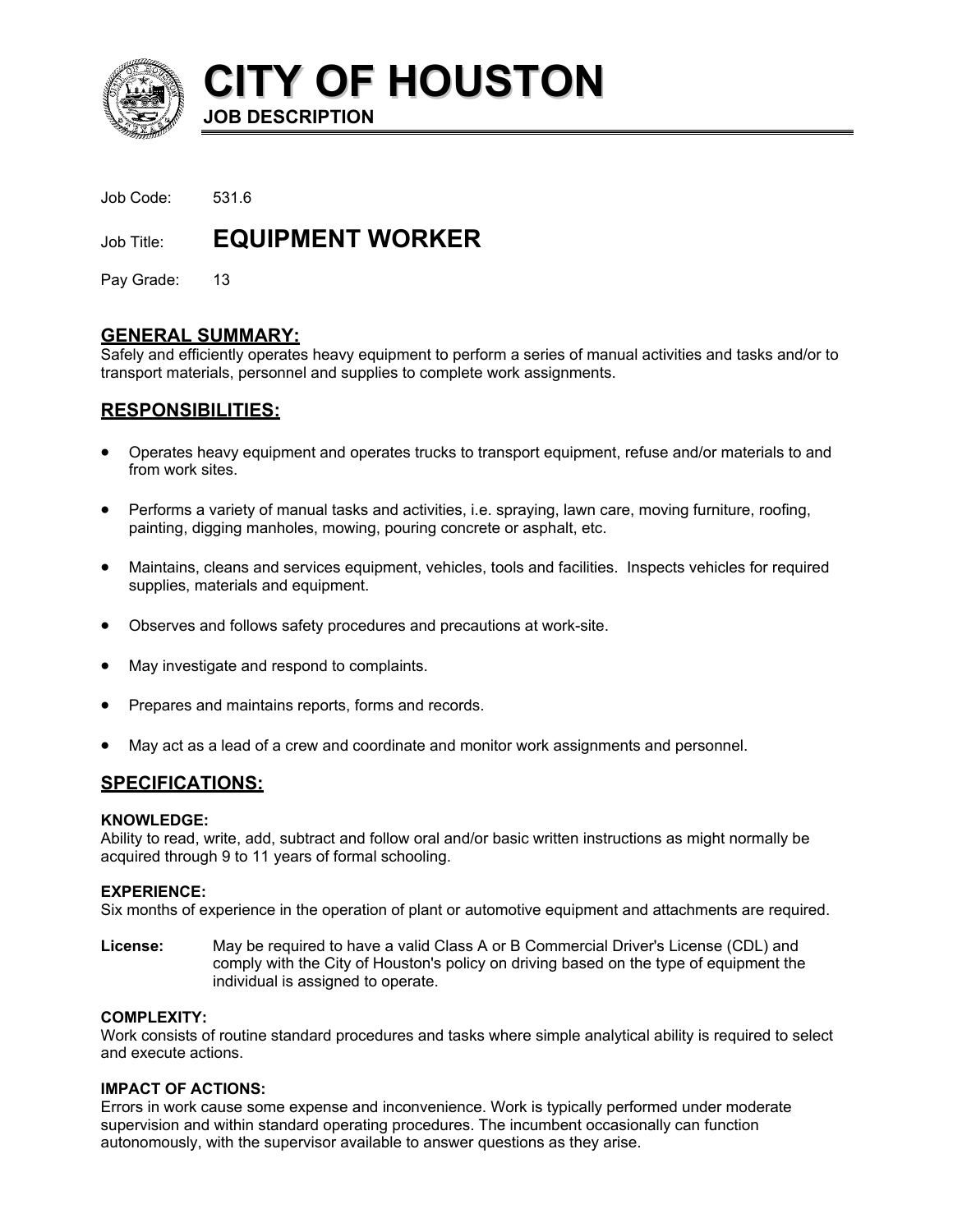# CITY OF HOUSTON

**JOB DESCRIPTION**

Job Code: 531.6

Job Title: **EQUIPMENT WORKER**

Pay Grade: 13

## GENERAL SUMMARY:

Safely and efficiently operates heavy equipment to perform a series of manual activities and tasks and/or to transport materials, personnel and supplies to complete work assignments.

## RESPONSIBILITIES:

- Operates heavy equipment and operates trucks to transport equipment, refuse and/or materials to and from work sites.
- Performs a variety of manual tasks and activities, i.e. spraying, lawn care, moving furniture, roofing, painting, digging manholes, mowing, pouring concrete or asphalt, etc.
- Maintains, cleans and services equipment, vehicles, tools and facilities. Inspects vehicles for required supplies, materials and equipment.
- Observes and follows safety procedures and precautions at work-site.
- May investigate and respond to complaints.
- Prepares and maintains reports, forms and records.
- May act as a lead of a crew and coordinate and monitor work assignments and personnel.

## SPECIFICATIONS:

**KNOWLEDGE:**

Ability to read, write, add, subtract and follow oral and/or basic written instructions as might normally be acquired through 9 to 11 years of formal schooling.

**EXPERIENCE:**

Six months of experience in the operation of plant or automotive equipment and attachments are required.

**License:** May be required to have a valid Class A or B Commercial Driver's License (CDL) and comply with the City of Houston's policy on driving based on the type of equipment the individual is assigned to operate.

**COMPLEXITY:**

Work consists of routine standard procedures and tasks where simple analytical ability is required to select and execute actions.

**IMPACT OF ACTIONS:**

Errors in work cause some expense and inconvenience. Work is typically performed under moderate supervision and within standard operating procedures. The incumbent occasionally can function autonomously, with the supervisor available to answer questions as they arise.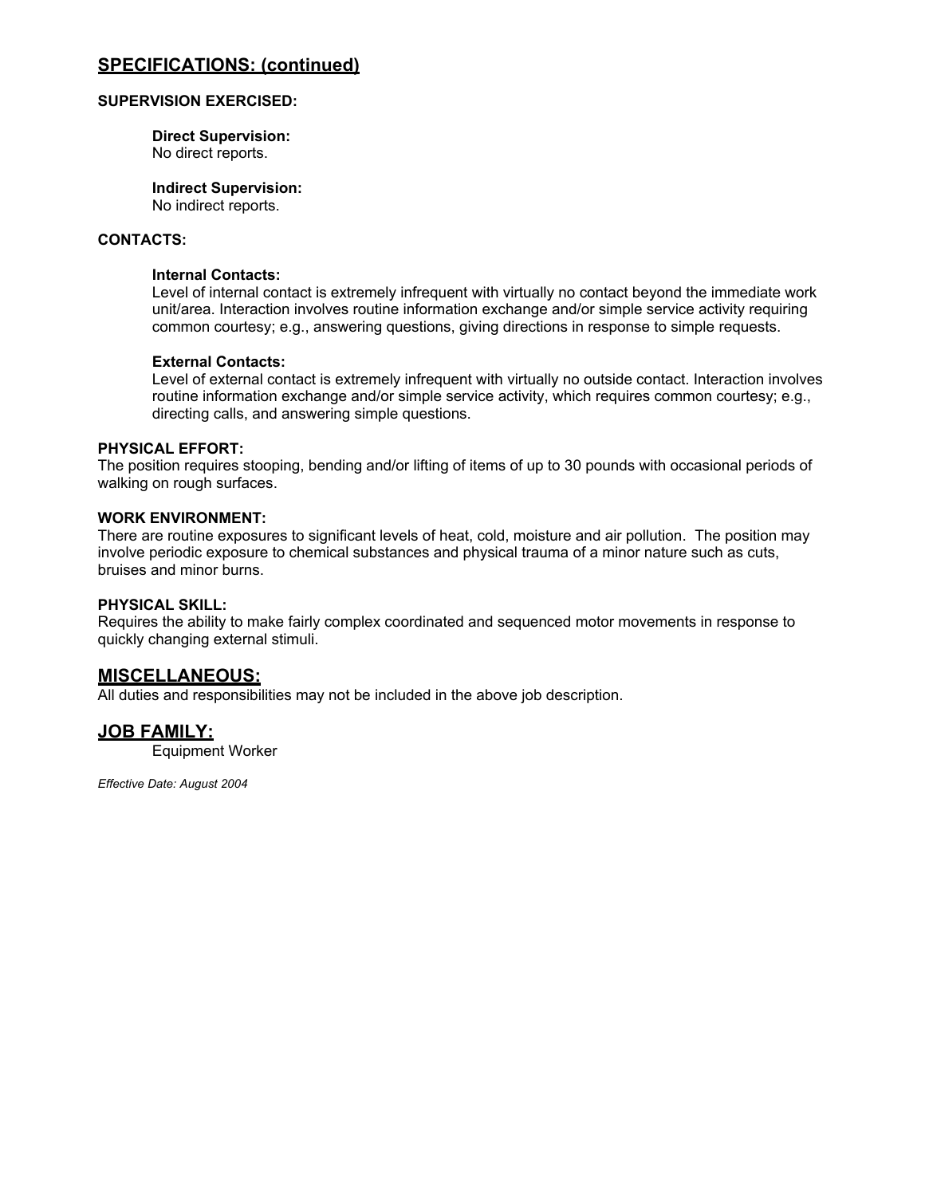## SPECIFICATIONS: (continued)

### SUPERVISION EXERCISED:

**Direct Supervision:**
No direct reports.

**Indirect Supervision:**
No indirect reports.

### CONTACTS:

**Internal Contacts:**
Level of internal contact is extremely infrequent with virtually no contact beyond the immediate work unit/area. Interaction involves routine information exchange and/or simple service activity requiring common courtesy; e.g., answering questions, giving directions in response to simple requests.

**External Contacts:**
Level of external contact is extremely infrequent with virtually no outside contact. Interaction involves routine information exchange and/or simple service activity, which requires common courtesy; e.g., directing calls, and answering simple questions.

### PHYSICAL EFFORT:

The position requires stooping, bending and/or lifting of items of up to 30 pounds with occasional periods of walking on rough surfaces.

### WORK ENVIRONMENT:

There are routine exposures to significant levels of heat, cold, moisture and air pollution. The position may involve periodic exposure to chemical substances and physical trauma of a minor nature such as cuts, bruises and minor burns.

### PHYSICAL SKILL:

Requires the ability to make fairly complex coordinated and sequenced motor movements in response to quickly changing external stimuli.

## MISCELLANEOUS:

All duties and responsibilities may not be included in the above job description.

## JOB FAMILY:

Equipment Worker

*Effective Date: August 2004*